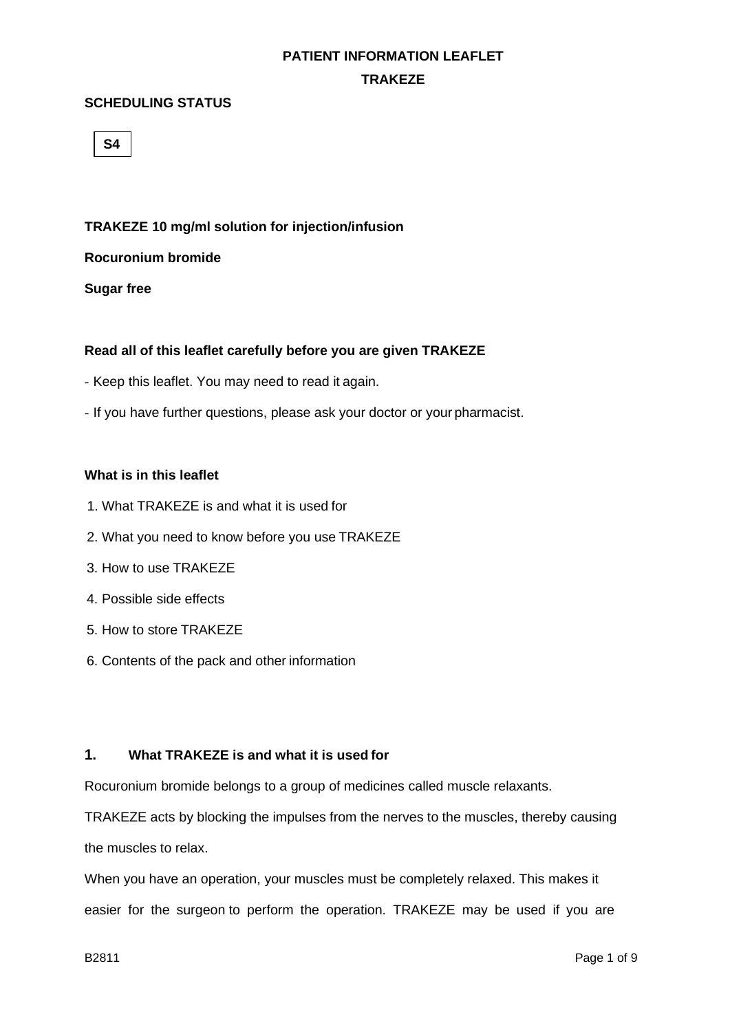**PATIENT INFORMATION LEAFLET**

**TRAKEZE**

**SCHEDULING STATUS**

**S4**

**TRAKEZE 10 mg/ml solution for injection/infusion**

**Rocuronium bromide**

**Sugar free**

**Read all of this leaflet carefully before you are given TRAKEZE**

- Keep this leaflet. You may need to read it again.
- If you have further questions, please ask your doctor or your pharmacist.

**What is in this leaflet**

1. What TRAKEZE is and what it is used for
2. What you need to know before you use TRAKEZE
3. How to use TRAKEZE
4. Possible side effects
5. How to store TRAKEZE
6. Contents of the pack and other information

## 1. What TRAKEZE is and what it is used for

Rocuronium bromide belongs to a group of medicines called muscle relaxants.

TRAKEZE acts by blocking the impulses from the nerves to the muscles, thereby causing the muscles to relax.

When you have an operation, your muscles must be completely relaxed. This makes it easier for the surgeon to perform the operation. TRAKEZE may be used if you are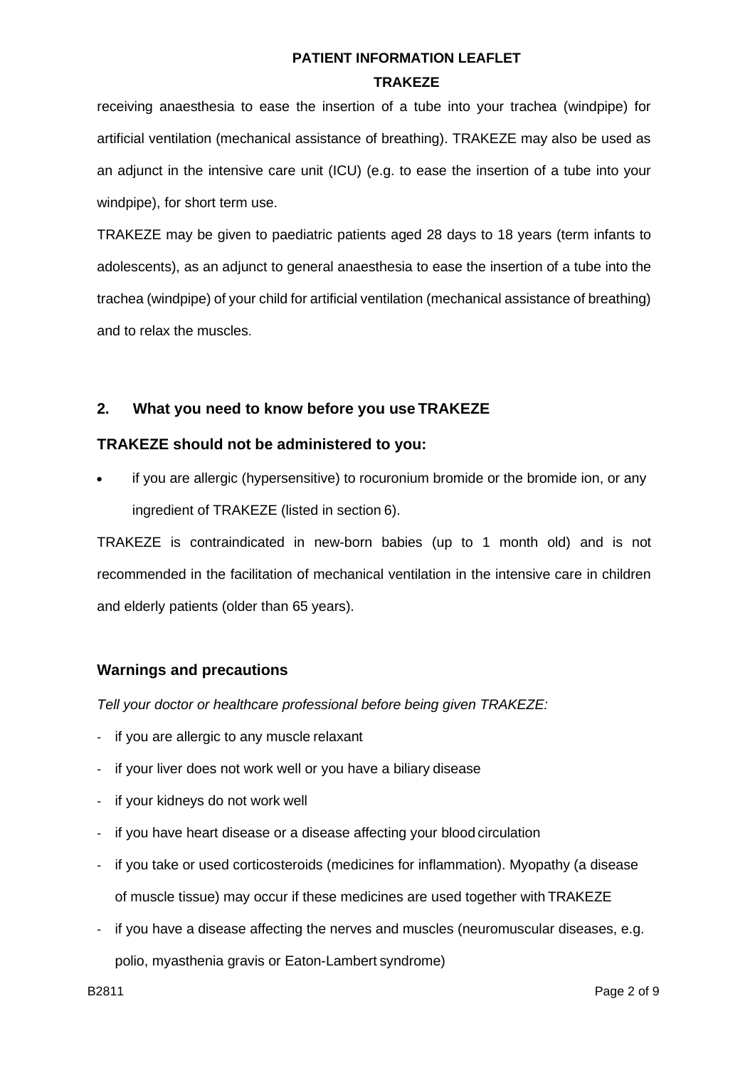receiving anaesthesia to ease the insertion of a tube into your trachea (windpipe) for artificial ventilation (mechanical assistance of breathing). TRAKEZE may also be used as an adjunct in the intensive care unit (ICU) (e.g. to ease the insertion of a tube into your windpipe), for short term use.

TRAKEZE may be given to paediatric patients aged 28 days to 18 years (term infants to adolescents), as an adjunct to general anaesthesia to ease the insertion of a tube into the trachea (windpipe) of your child for artificial ventilation (mechanical assistance of breathing) and to relax the muscles.

## 2. What you need to know before you use TRAKEZE

### TRAKEZE should not be administered to you:

- if you are allergic (hypersensitive) to rocuronium bromide or the bromide ion, or any ingredient of TRAKEZE (listed in section 6).

TRAKEZE is contraindicated in new-born babies (up to 1 month old) and is not recommended in the facilitation of mechanical ventilation in the intensive care in children and elderly patients (older than 65 years).

### Warnings and precautions

*Tell your doctor or healthcare professional before being given TRAKEZE:*

- if you are allergic to any muscle relaxant
- if your liver does not work well or you have a biliary disease
- if your kidneys do not work well
- if you have heart disease or a disease affecting your blood circulation
- if you take or used corticosteroids (medicines for inflammation). Myopathy (a disease of muscle tissue) may occur if these medicines are used together with TRAKEZE
- if you have a disease affecting the nerves and muscles (neuromuscular diseases, e.g. polio, myasthenia gravis or Eaton-Lambert syndrome)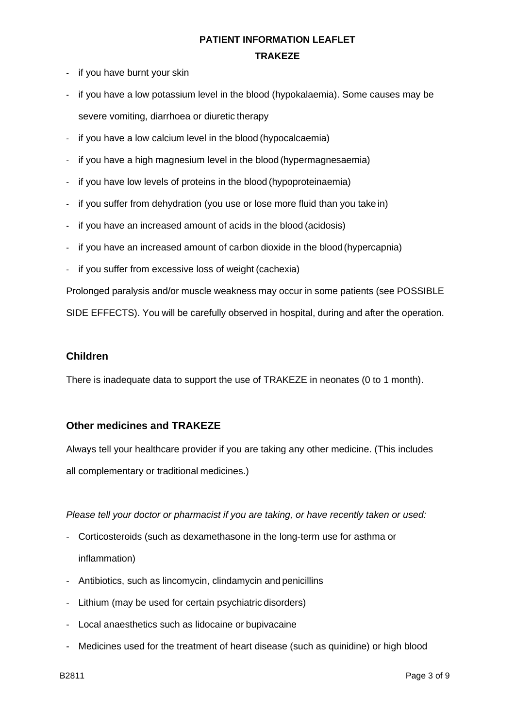- if you have burnt your skin
- if you have a low potassium level in the blood (hypokalaemia). Some causes may be severe vomiting, diarrhoea or diuretic therapy
- if you have a low calcium level in the blood (hypocalcaemia)
- if you have a high magnesium level in the blood (hypermagnesaemia)
- if you have low levels of proteins in the blood (hypoproteinaemia)
- if you suffer from dehydration (you use or lose more fluid than you take in)
- if you have an increased amount of acids in the blood (acidosis)
- if you have an increased amount of carbon dioxide in the blood (hypercapnia)
- if you suffer from excessive loss of weight (cachexia)

Prolonged paralysis and/or muscle weakness may occur in some patients (see POSSIBLE SIDE EFFECTS). You will be carefully observed in hospital, during and after the operation.

## Children

There is inadequate data to support the use of TRAKEZE in neonates (0 to 1 month).

## Other medicines and TRAKEZE

Always tell your healthcare provider if you are taking any other medicine. (This includes all complementary or traditional medicines.)

*Please tell your doctor or pharmacist if you are taking, or have recently taken or used:*

- Corticosteroids (such as dexamethasone in the long-term use for asthma or inflammation)
- Antibiotics, such as lincomycin, clindamycin and penicillins
- Lithium (may be used for certain psychiatric disorders)
- Local anaesthetics such as lidocaine or bupivacaine
- Medicines used for the treatment of heart disease (such as quinidine) or high blood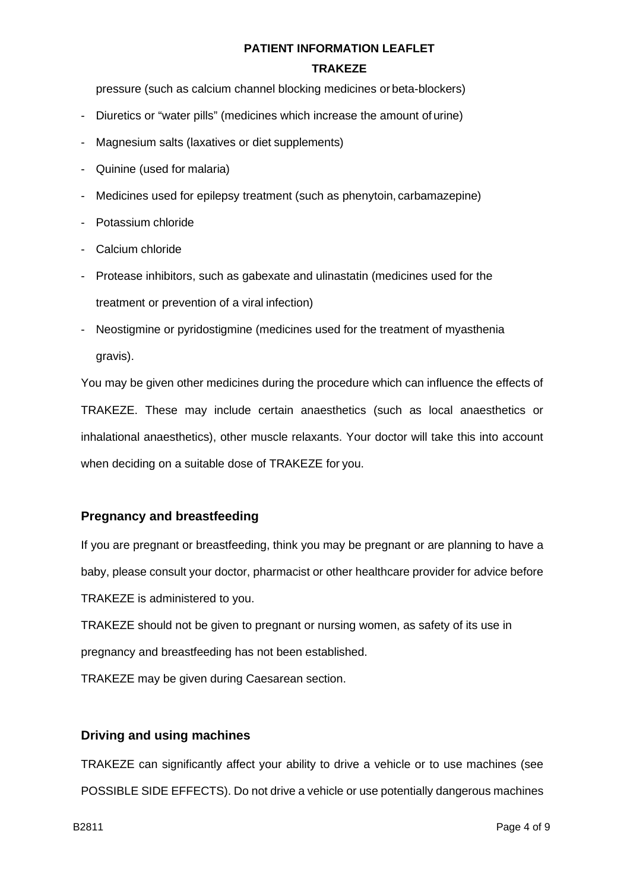pressure (such as calcium channel blocking medicines or beta-blockers)

- Diuretics or "water pills" (medicines which increase the amount of urine)
- Magnesium salts (laxatives or diet supplements)
- Quinine (used for malaria)
- Medicines used for epilepsy treatment (such as phenytoin, carbamazepine)
- Potassium chloride
- Calcium chloride
- Protease inhibitors, such as gabexate and ulinastatin (medicines used for the treatment or prevention of a viral infection)
- Neostigmine or pyridostigmine (medicines used for the treatment of myasthenia gravis).

You may be given other medicines during the procedure which can influence the effects of TRAKEZE. These may include certain anaesthetics (such as local anaesthetics or inhalational anaesthetics), other muscle relaxants. Your doctor will take this into account when deciding on a suitable dose of TRAKEZE for you.

## Pregnancy and breastfeeding

If you are pregnant or breastfeeding, think you may be pregnant or are planning to have a baby, please consult your doctor, pharmacist or other healthcare provider for advice before TRAKEZE is administered to you.

TRAKEZE should not be given to pregnant or nursing women, as safety of its use in pregnancy and breastfeeding has not been established.

TRAKEZE may be given during Caesarean section.

## Driving and using machines

TRAKEZE can significantly affect your ability to drive a vehicle or to use machines (see POSSIBLE SIDE EFFECTS). Do not drive a vehicle or use potentially dangerous machines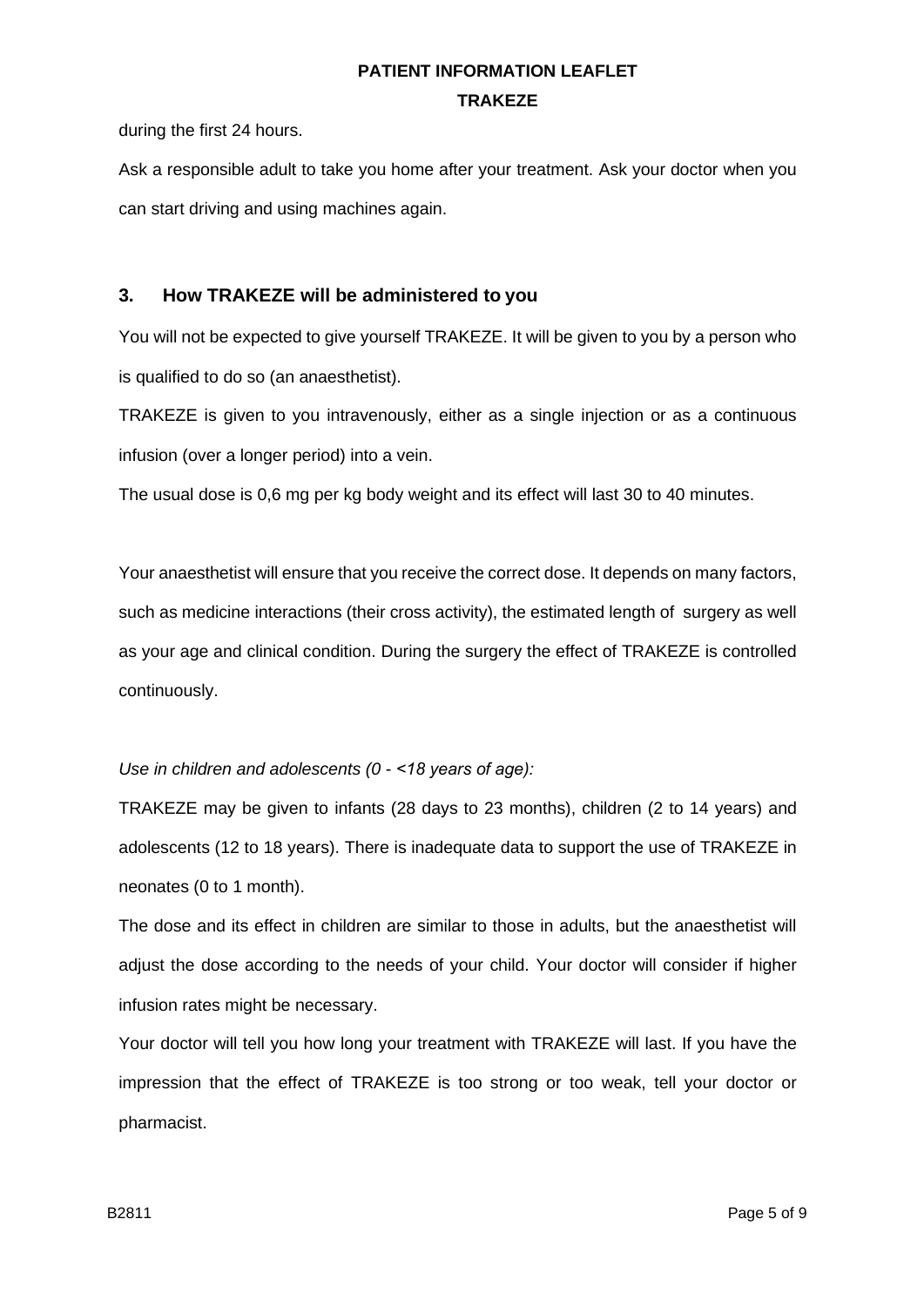during the first 24 hours.

Ask a responsible adult to take you home after your treatment. Ask your doctor when you can start driving and using machines again.

## 3. How TRAKEZE will be administered to you

You will not be expected to give yourself TRAKEZE. It will be given to you by a person who is qualified to do so (an anaesthetist).

TRAKEZE is given to you intravenously, either as a single injection or as a continuous infusion (over a longer period) into a vein.

The usual dose is 0,6 mg per kg body weight and its effect will last 30 to 40 minutes.

Your anaesthetist will ensure that you receive the correct dose. It depends on many factors, such as medicine interactions (their cross activity), the estimated length of surgery as well as your age and clinical condition. During the surgery the effect of TRAKEZE is controlled continuously.

*Use in children and adolescents (0 - <18 years of age):*

TRAKEZE may be given to infants (28 days to 23 months), children (2 to 14 years) and adolescents (12 to 18 years). There is inadequate data to support the use of TRAKEZE in neonates (0 to 1 month).

The dose and its effect in children are similar to those in adults, but the anaesthetist will adjust the dose according to the needs of your child. Your doctor will consider if higher infusion rates might be necessary.

Your doctor will tell you how long your treatment with TRAKEZE will last. If you have the impression that the effect of TRAKEZE is too strong or too weak, tell your doctor or pharmacist.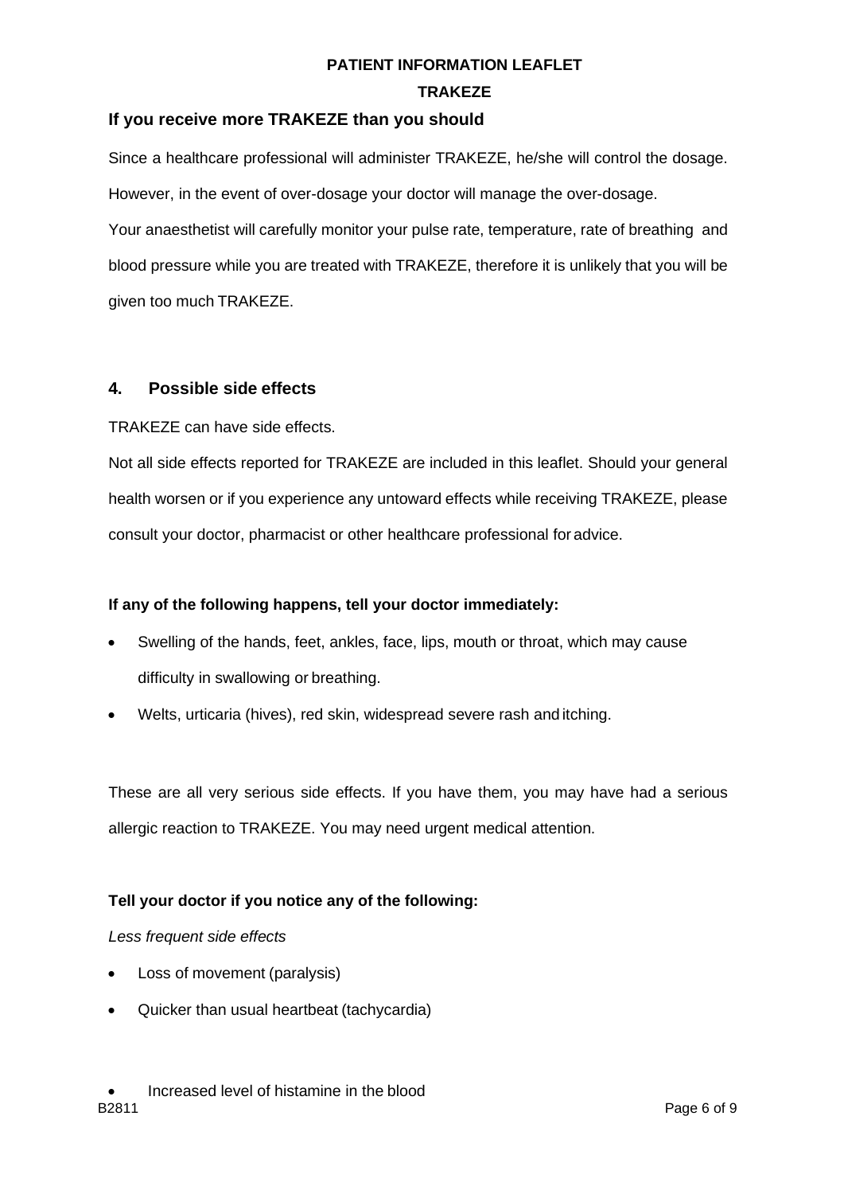### If you receive more TRAKEZE than you should

Since a healthcare professional will administer TRAKEZE, he/she will control the dosage. However, in the event of over-dosage your doctor will manage the over-dosage.

Your anaesthetist will carefully monitor your pulse rate, temperature, rate of breathing and blood pressure while you are treated with TRAKEZE, therefore it is unlikely that you will be given too much TRAKEZE.

## 4. Possible side effects

TRAKEZE can have side effects.

Not all side effects reported for TRAKEZE are included in this leaflet. Should your general health worsen or if you experience any untoward effects while receiving TRAKEZE, please consult your doctor, pharmacist or other healthcare professional for advice.

**If any of the following happens, tell your doctor immediately:**

- Swelling of the hands, feet, ankles, face, lips, mouth or throat, which may cause difficulty in swallowing or breathing.
- Welts, urticaria (hives), red skin, widespread severe rash and itching.

These are all very serious side effects. If you have them, you may have had a serious allergic reaction to TRAKEZE. You may need urgent medical attention.

**Tell your doctor if you notice any of the following:**

*Less frequent side effects*

- Loss of movement (paralysis)
- Quicker than usual heartbeat (tachycardia)
- Increased level of histamine in the blood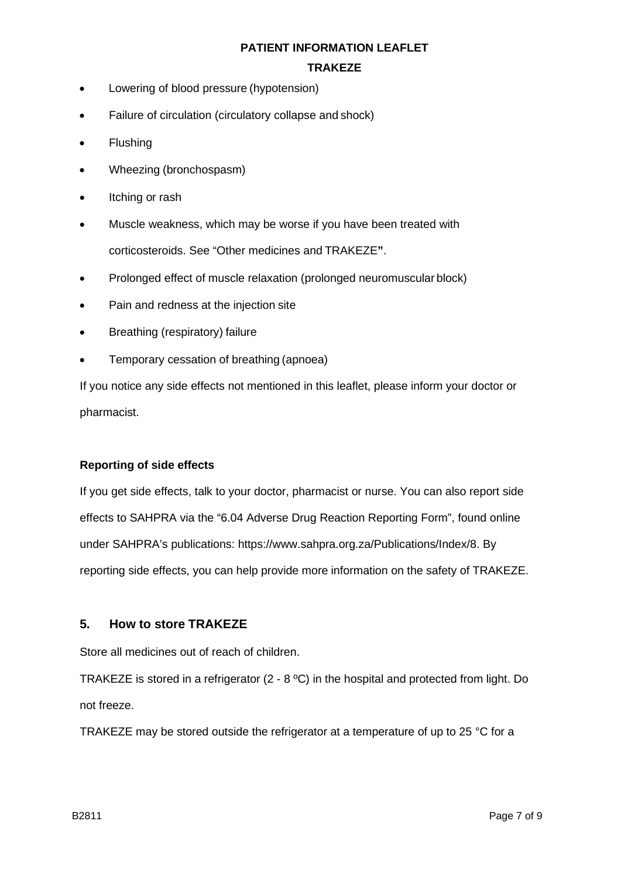- Lowering of blood pressure (hypotension)
- Failure of circulation (circulatory collapse and shock)
- Flushing
- Wheezing (bronchospasm)
- Itching or rash
- Muscle weakness, which may be worse if you have been treated with corticosteroids. See “Other medicines and TRAKEZE**”**.
- Prolonged effect of muscle relaxation (prolonged neuromuscular block)
- Pain and redness at the injection site
- Breathing (respiratory) failure
- Temporary cessation of breathing (apnoea)

If you notice any side effects not mentioned in this leaflet, please inform your doctor or pharmacist.

**Reporting of side effects**

If you get side effects, talk to your doctor, pharmacist or nurse. You can also report side effects to SAHPRA via the “6.04 Adverse Drug Reaction Reporting Form”, found online under SAHPRA’s publications: https://www.sahpra.org.za/Publications/Index/8. By reporting side effects, you can help provide more information on the safety of TRAKEZE.

## 5. How to store TRAKEZE

Store all medicines out of reach of children.

TRAKEZE is stored in a refrigerator (2 - 8 ºC) in the hospital and protected from light. Do not freeze.

TRAKEZE may be stored outside the refrigerator at a temperature of up to 25 °C for a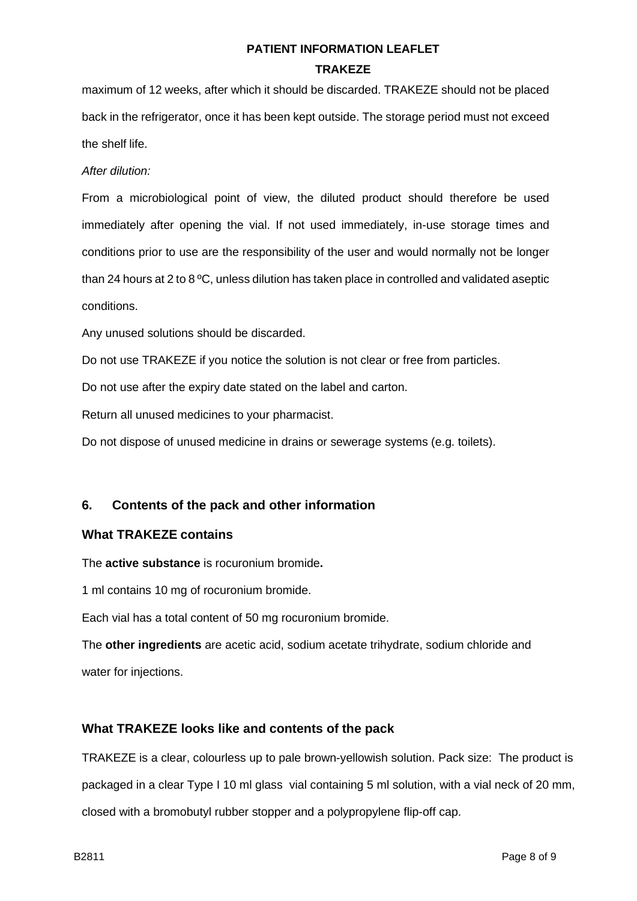maximum of 12 weeks, after which it should be discarded. TRAKEZE should not be placed back in the refrigerator, once it has been kept outside. The storage period must not exceed the shelf life.

*After dilution:*

From a microbiological point of view, the diluted product should therefore be used immediately after opening the vial. If not used immediately, in-use storage times and conditions prior to use are the responsibility of the user and would normally not be longer than 24 hours at 2 to 8 ºC, unless dilution has taken place in controlled and validated aseptic conditions.

Any unused solutions should be discarded.

Do not use TRAKEZE if you notice the solution is not clear or free from particles.

Do not use after the expiry date stated on the label and carton.

Return all unused medicines to your pharmacist.

Do not dispose of unused medicine in drains or sewerage systems (e.g. toilets).

## 6. Contents of the pack and other information

### What TRAKEZE contains

The **active substance** is rocuronium bromide**.**

1 ml contains 10 mg of rocuronium bromide.

Each vial has a total content of 50 mg rocuronium bromide.

The **other ingredients** are acetic acid, sodium acetate trihydrate, sodium chloride and water for injections.

### What TRAKEZE looks like and contents of the pack

TRAKEZE is a clear, colourless up to pale brown-yellowish solution. Pack size: The product is packaged in a clear Type I 10 ml glass vial containing 5 ml solution, with a vial neck of 20 mm, closed with a bromobutyl rubber stopper and a polypropylene flip-off cap.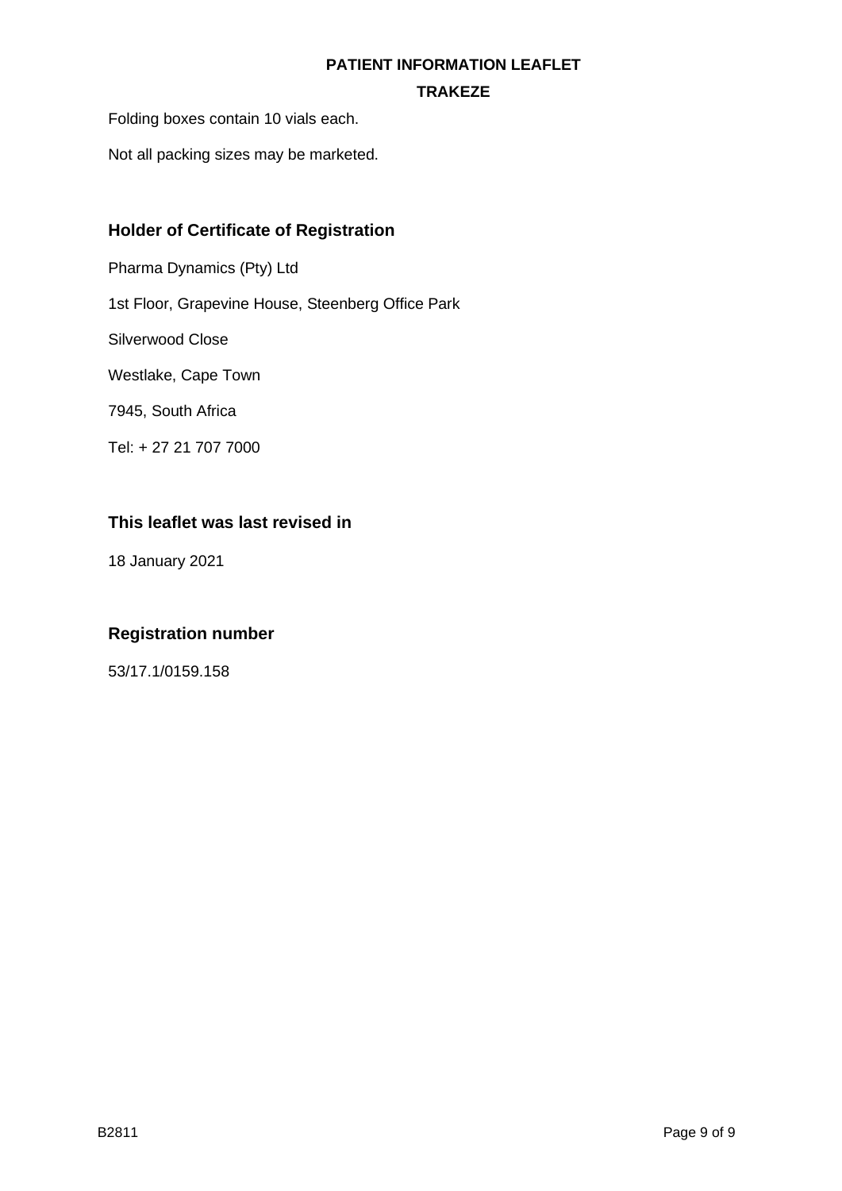Folding boxes contain 10 vials each.

Not all packing sizes may be marketed.

## Holder of Certificate of Registration

Pharma Dynamics (Pty) Ltd

1st Floor, Grapevine House, Steenberg Office Park

Silverwood Close

Westlake, Cape Town

7945, South Africa

Tel: + 27 21 707 7000

## This leaflet was last revised in

18 January 2021

## Registration number

53/17.1/0159.158